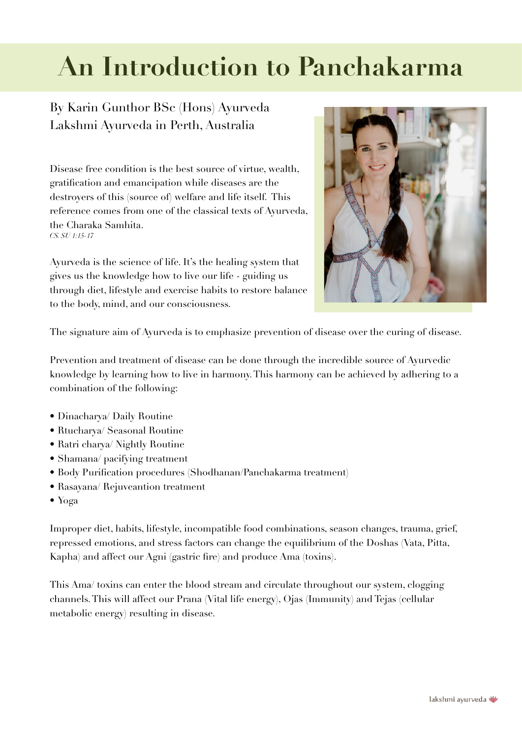# An Introduction to Panchakarma

By Karin Gunthor BSc (Hons) Ayurveda
Lakshmi Ayurveda in Perth, Australia

Disease free condition is the best source of virtue, wealth, gratification and emancipation while diseases are the destroyers of this (source of) welfare and life itself. This reference comes from one of the classical texts of Ayurveda, the Charaka Samhita.
*CS. SU 1:15-17*

Ayurveda is the science of life. It's the healing system that gives us the knowledge how to live our life - guiding us through diet, lifestyle and exercise habits to restore balance to the body, mind, and our consciousness.

The signature aim of Ayurveda is to emphasize prevention of disease over the curing of disease.

Prevention and treatment of disease can be done through the incredible source of Ayurvedic knowledge by learning how to live in harmony. This harmony can be achieved by adhering to a combination of the following:

- Dinacharya/ Daily Routine
- Rtucharya/ Seasonal Routine
- Ratri charya/ Nightly Routine
- Shamana/ pacifying treatment
- Body Purification procedures (Shodhanan/Panchakarma treatment)
- Rasayana/ Rejuveantion treatment
- Yoga

Improper diet, habits, lifestyle, incompatible food combinations, season changes, trauma, grief, repressed emotions, and stress factors can change the equilibrium of the Doshas (Vata, Pitta, Kapha) and affect our Agni (gastric fire) and produce Ama (toxins).

This Ama/ toxins can enter the blood stream and circulate throughout our system, clogging channels. This will affect our Prana (Vital life energy), Ojas (Immunity) and Tejas (cellular metabolic energy) resulting in disease.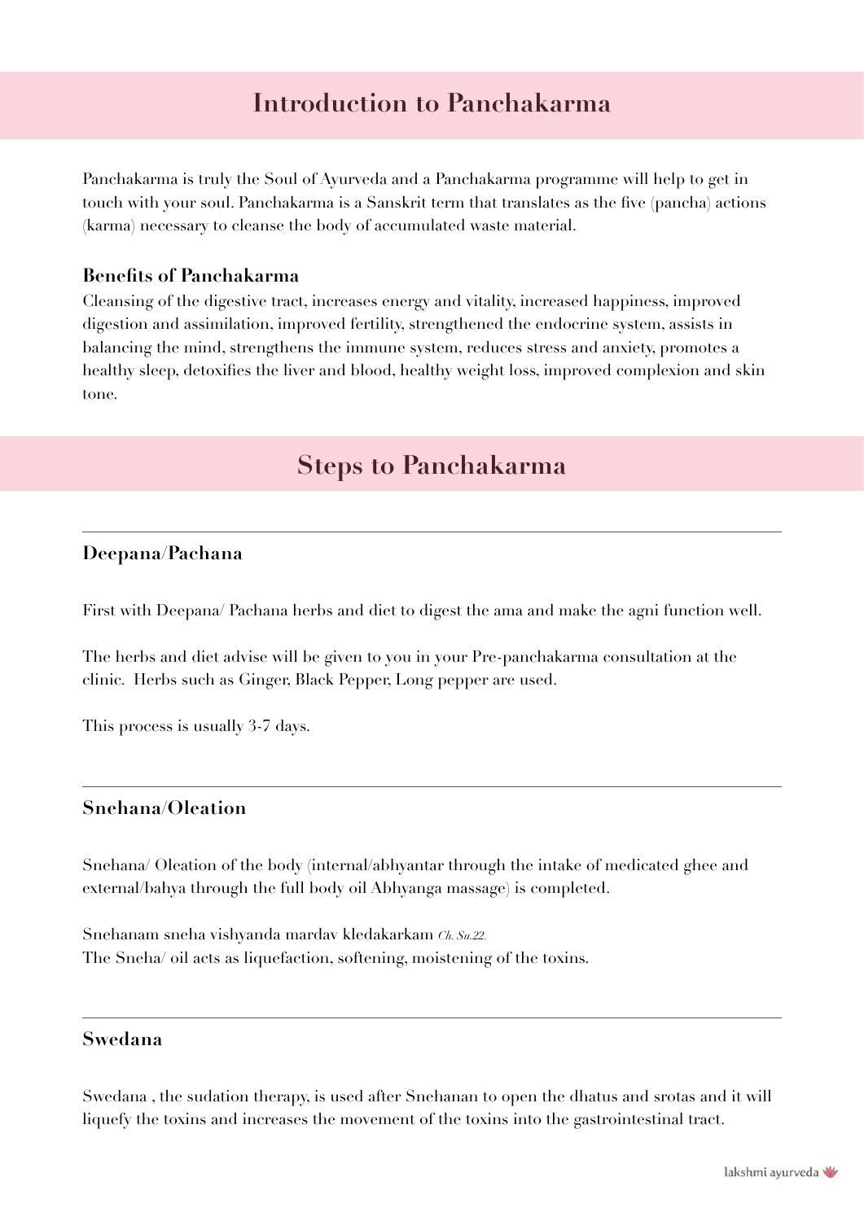# Introduction to Panchakarma

Panchakarma is truly the Soul of Ayurveda and a Panchakarma programme will help to get in touch with your soul. Panchakarma is a Sanskrit term that translates as the five (pancha) actions (karma) necessary to cleanse the body of accumulated waste material.

### Benefits of Panchakarma

Cleansing of the digestive tract, increases energy and vitality, increased happiness, improved digestion and assimilation, improved fertility, strengthened the endocrine system, assists in balancing the mind, strengthens the immune system, reduces stress and anxiety, promotes a healthy sleep, detoxifies the liver and blood, healthy weight loss, improved complexion and skin tone.

# Steps to Panchakarma

---

### Deepana/Pachana

First with Deepana/ Pachana herbs and diet to digest the ama and make the agni function well.

The herbs and diet advise will be given to you in your Pre-panchakarma consultation at the clinic. Herbs such as Ginger, Black Pepper, Long pepper are used.

This process is usually 3-7 days.

---

### Snehana/Oleation

Snehana/ Oleation of the body (internal/abhyantar through the intake of medicated ghee and external/bahya through the full body oil Abhyanga massage) is completed.

Snehanam sneha vishyanda mardav kledakarkam *Ch. Su.22.*
The Sneha/ oil acts as liquefaction, softening, moistening of the toxins.

---

### Swedana

Swedana , the sudation therapy, is used after Snehanan to open the dhatus and srotas and it will liquefy the toxins and increases the movement of the toxins into the gastrointestinal tract.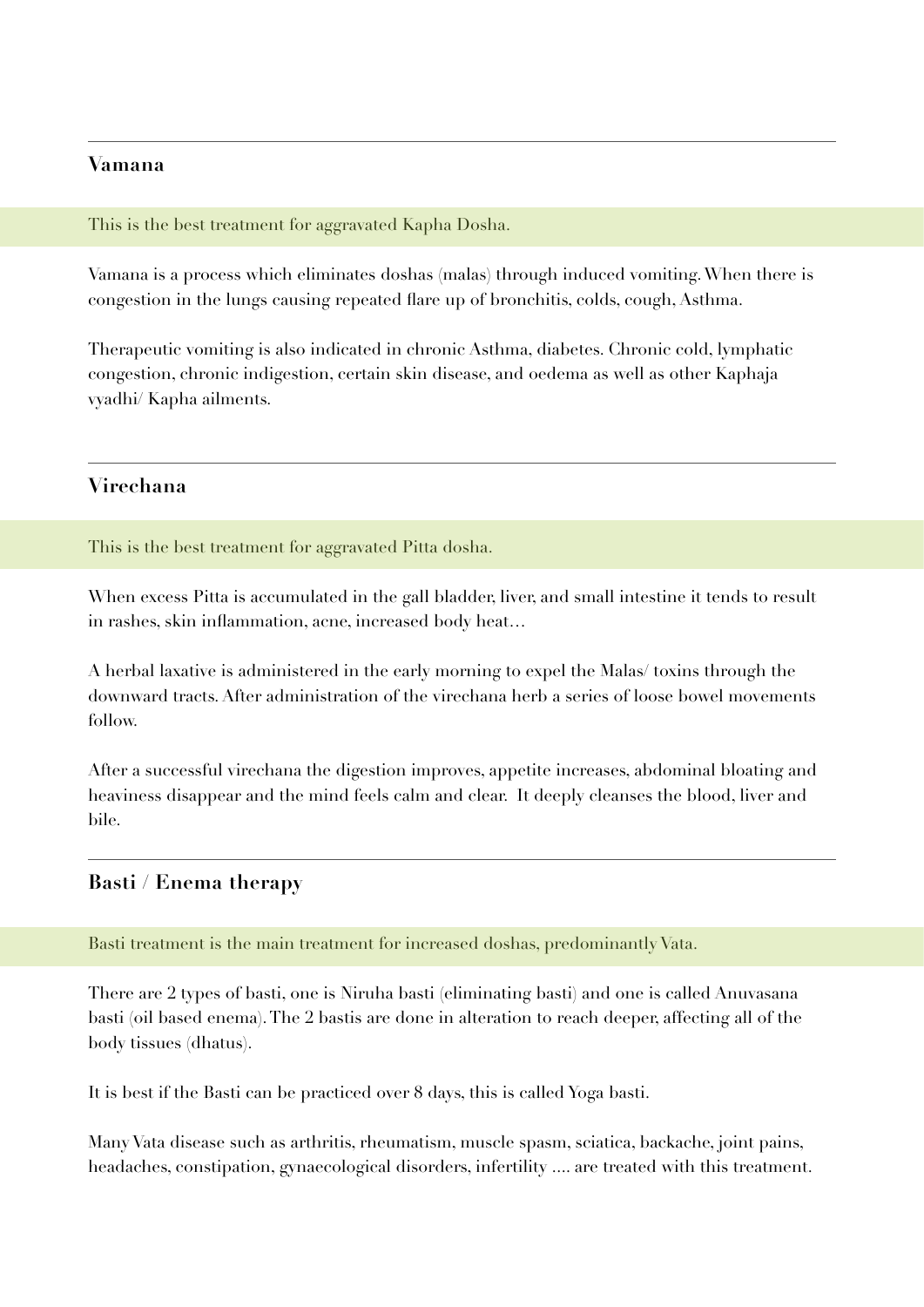---

## Vamana

This is the best treatment for aggravated Kapha Dosha.

Vamana is a process which eliminates doshas (malas) through induced vomiting. When there is congestion in the lungs causing repeated flare up of bronchitis, colds, cough, Asthma.

Therapeutic vomiting is also indicated in chronic Asthma, diabetes. Chronic cold, lymphatic congestion, chronic indigestion, certain skin disease, and oedema as well as other Kaphaja vyadhi/ Kapha ailments.

---

## Virechana

This is the best treatment for aggravated Pitta dosha.

When excess Pitta is accumulated in the gall bladder, liver, and small intestine it tends to result in rashes, skin inflammation, acne, increased body heat…

A herbal laxative is administered in the early morning to expel the Malas/ toxins through the downward tracts. After administration of the virechana herb a series of loose bowel movements follow.

After a successful virechana the digestion improves, appetite increases, abdominal bloating and heaviness disappear and the mind feels calm and clear. It deeply cleanses the blood, liver and bile.

---

## Basti / Enema therapy

Basti treatment is the main treatment for increased doshas, predominantly Vata.

There are 2 types of basti, one is Niruha basti (eliminating basti) and one is called Anuvasana basti (oil based enema). The 2 bastis are done in alteration to reach deeper, affecting all of the body tissues (dhatus).

It is best if the Basti can be practiced over 8 days, this is called Yoga basti.

Many Vata disease such as arthritis, rheumatism, muscle spasm, sciatica, backache, joint pains, headaches, constipation, gynaecological disorders, infertility …. are treated with this treatment.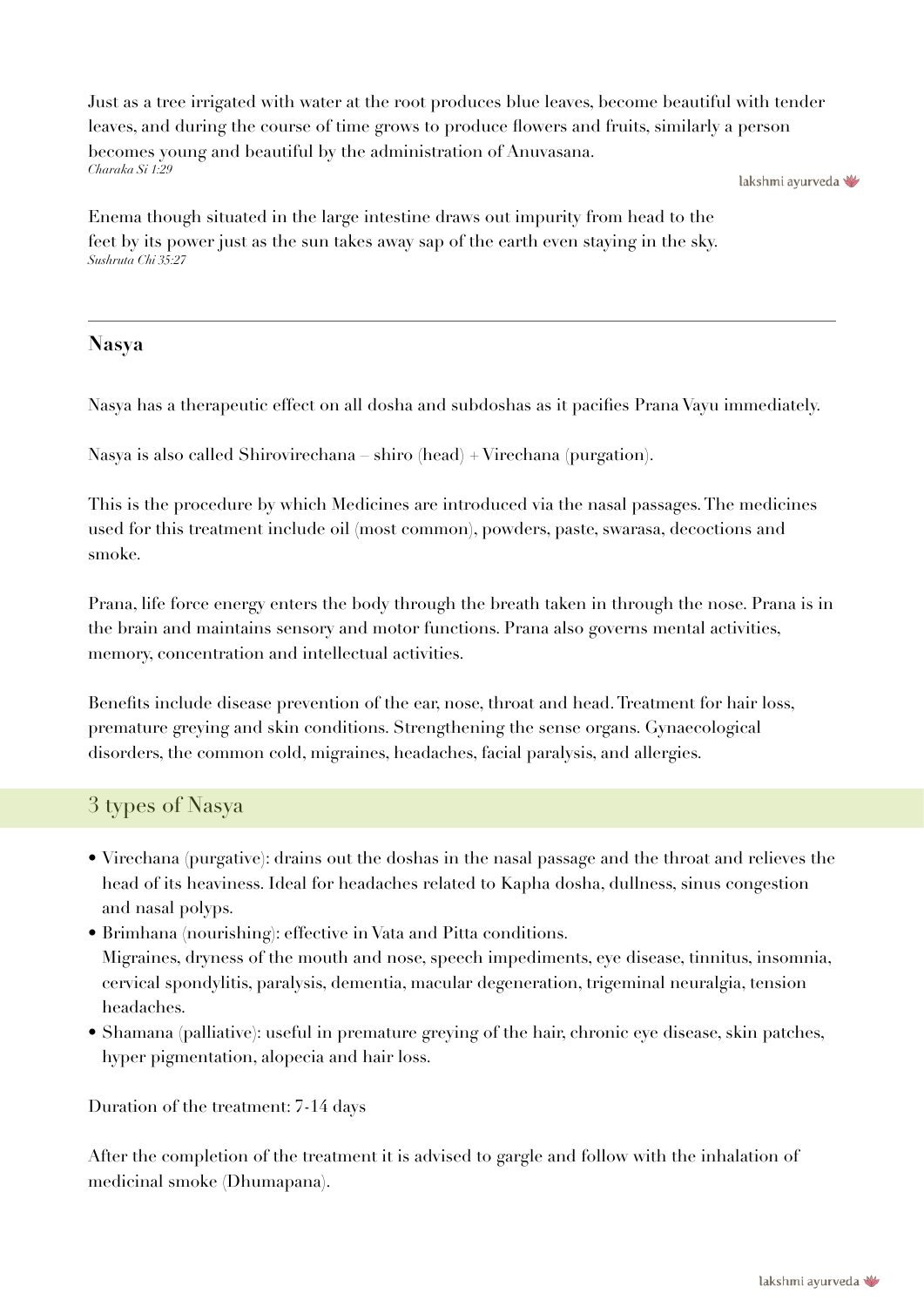Just as a tree irrigated with water at the root produces blue leaves, become beautiful with tender leaves, and during the course of time grows to produce flowers and fruits, similarly a person becomes young and beautiful by the administration of Anuvasana.
*Charaka Si 1:29*

Enema though situated in the large intestine draws out impurity from head to the feet by its power just as the sun takes away sap of the earth even staying in the sky.
*Sushruta Chi 35:27*

---

## Nasya

Nasya has a therapeutic effect on all dosha and subdoshas as it pacifies Prana Vayu immediately.

Nasya is also called Shirovirechana – shiro (head) + Virechana (purgation).

This is the procedure by which Medicines are introduced via the nasal passages. The medicines used for this treatment include oil (most common), powders, paste, swarasa, decoctions and smoke.

Prana, life force energy enters the body through the breath taken in through the nose. Prana is in the brain and maintains sensory and motor functions. Prana also governs mental activities, memory, concentration and intellectual activities.

Benefits include disease prevention of the ear, nose, throat and head. Treatment for hair loss, premature greying and skin conditions. Strengthening the sense organs. Gynaecological disorders, the common cold, migraines, headaches, facial paralysis, and allergies.

### 3 types of Nasya

- Virechana (purgative): drains out the doshas in the nasal passage and the throat and relieves the head of its heaviness. Ideal for headaches related to Kapha dosha, dullness, sinus congestion and nasal polyps.
- Brimhana (nourishing): effective in Vata and Pitta conditions.
  Migraines, dryness of the mouth and nose, speech impediments, eye disease, tinnitus, insomnia, cervical spondylitis, paralysis, dementia, macular degeneration, trigeminal neuralgia, tension headaches.
- Shamana (palliative): useful in premature greying of the hair, chronic eye disease, skin patches, hyper pigmentation, alopecia and hair loss.

Duration of the treatment: 7-14 days

After the completion of the treatment it is advised to gargle and follow with the inhalation of medicinal smoke (Dhumapana).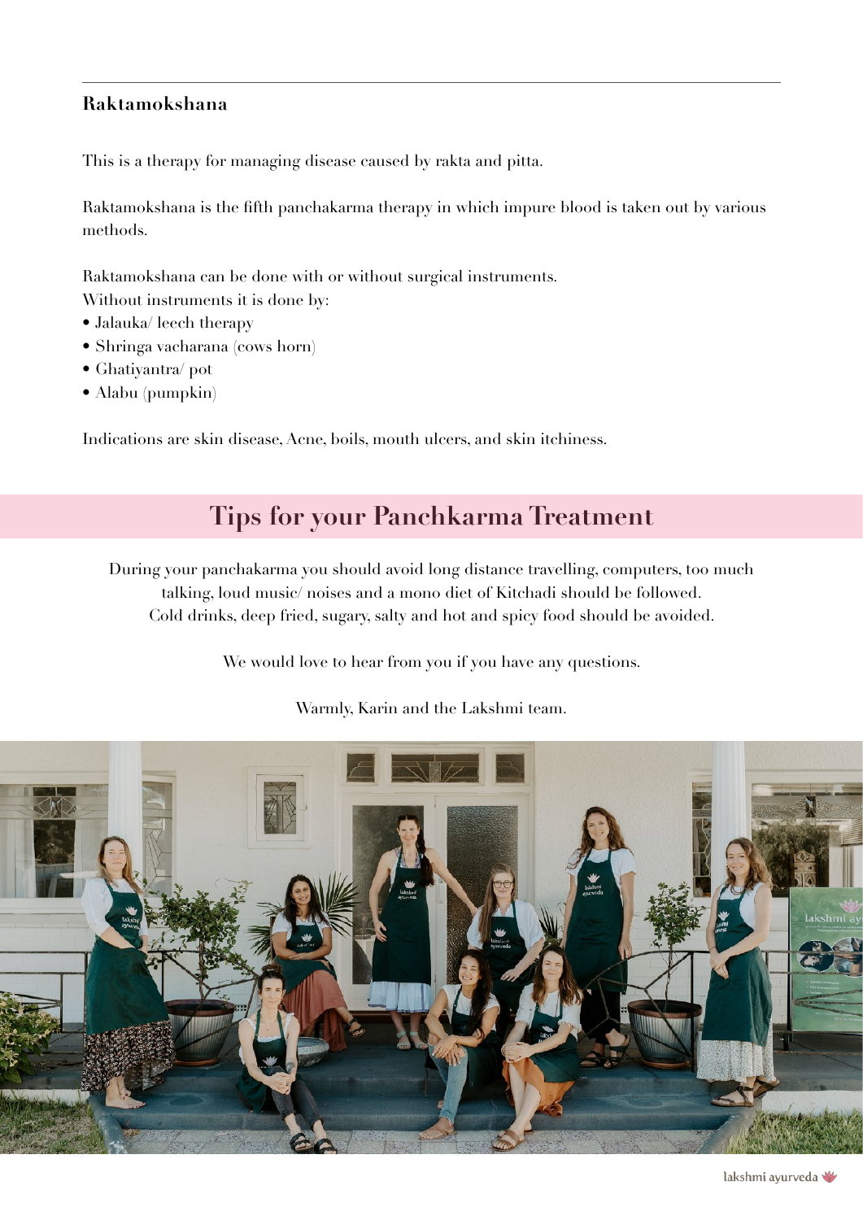### Raktamokshana

This is a therapy for managing disease caused by rakta and pitta.

Raktamokshana is the fifth panchakarma therapy in which impure blood is taken out by various methods.

Raktamokshana can be done with or without surgical instruments.
Without instruments it is done by:

- Jalauka/ leech therapy
- Shringa vacharana (cows horn)
- Ghatiyantra/ pot
- Alabu (pumpkin)

Indications are skin disease, Acne, boils, mouth ulcers, and skin itchiness.

## Tips for your Panchkarma Treatment

During your panchakarma you should avoid long distance travelling, computers, too much talking, loud music/ noises and a mono diet of Kitchadi should be followed.
Cold drinks, deep fried, sugary, salty and hot and spicy food should be avoided.

We would love to hear from you if you have any questions.

Warmly, Karin and the Lakshmi team.